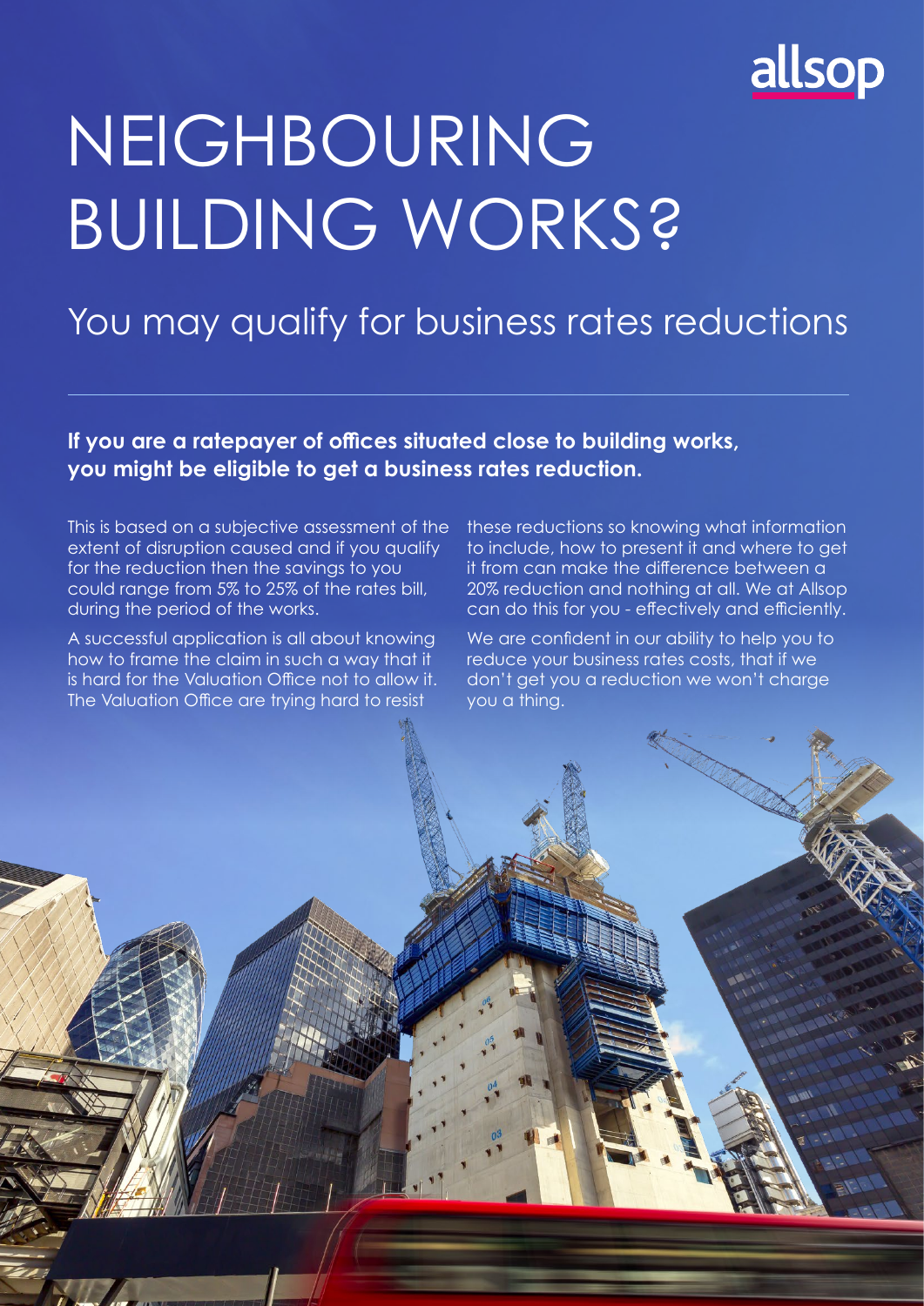allsop

# NEIGHBOURING BUILDING WORKS?

## You may qualify for business rates reductions

**If you are a ratepayer of offices situated close to building works, you might be eligible to get a business rates reduction.**

This is based on a subjective assessment of the extent of disruption caused and if you qualify for the reduction then the savings to you could range from 5% to 25% of the rates bill, during the period of the works.

A successful application is all about knowing how to frame the claim in such a way that it is hard for the Valuation Office not to allow it. The Valuation Office are trying hard to resist these reductions so knowing what information to include, how to present it and where to get it from can make the difference between a 20% reduction and nothing at all. We at Allsop can do this for you - effectively and efficiently.

We are confident in our ability to help you to reduce your business rates costs, that if we don't get you a reduction we won't charge you a thing.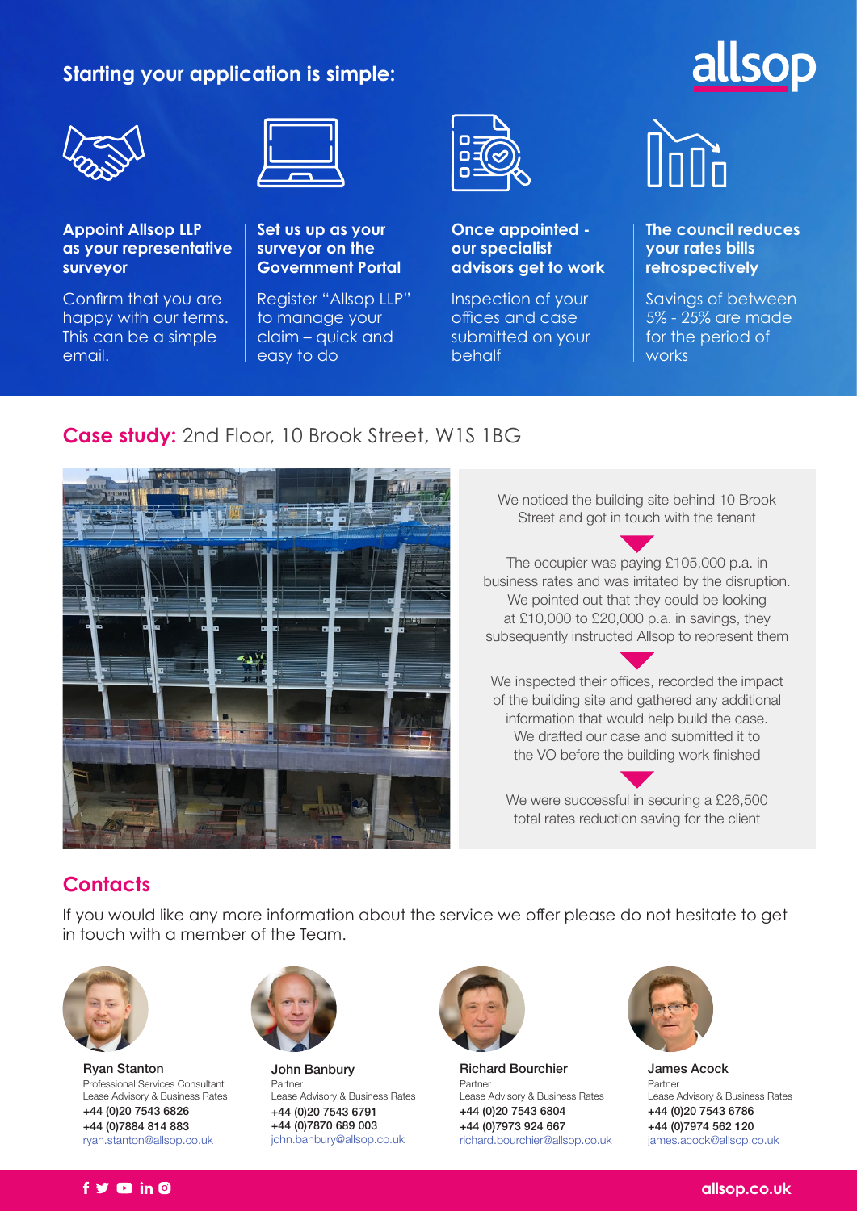## Starting your application is simple:

allsop

**Appoint Allsop LLP as your representative surveyor**

Confirm that you are happy with our terms. This can be a simple email.

**Set us up as your surveyor on the Government Portal**

Register "Allsop LLP" to manage your claim – quick and easy to do

**Once appointed - our specialist advisors get to work**

Inspection of your offices and case submitted on your behalf

**The council reduces your rates bills retrospectively**

Savings of between 5% - 25% are made for the period of works

## Case study: 2nd Floor, 10 Brook Street, W1S 1BG

We noticed the building site behind 10 Brook Street and got in touch with the tenant

The occupier was paying £105,000 p.a. in business rates and was irritated by the disruption. We pointed out that they could be looking at £10,000 to £20,000 p.a. in savings, they subsequently instructed Allsop to represent them

We inspected their offices, recorded the impact of the building site and gathered any additional information that would help build the case. We drafted our case and submitted it to the VO before the building work finished

We were successful in securing a £26,500 total rates reduction saving for the client

## Contacts

If you would like any more information about the service we offer please do not hesitate to get in touch with a member of the Team.

**Ryan Stanton**
Professional Services Consultant
Lease Advisory & Business Rates
+44 (0)20 7543 6826
+44 (0)7884 814 883
ryan.stanton@allsop.co.uk

**John Banbury**
Partner
Lease Advisory & Business Rates
+44 (0)20 7543 6791
+44 (0)7870 689 003
john.banbury@allsop.co.uk

**Richard Bourchier**
Partner
Lease Advisory & Business Rates
+44 (0)20 7543 6804
+44 (0)7973 924 667
richard.bourchier@allsop.co.uk

**James Acock**
Partner
Lease Advisory & Business Rates
+44 (0)20 7543 6786
+44 (0)7974 562 120
james.acock@allsop.co.uk

allsop.co.uk